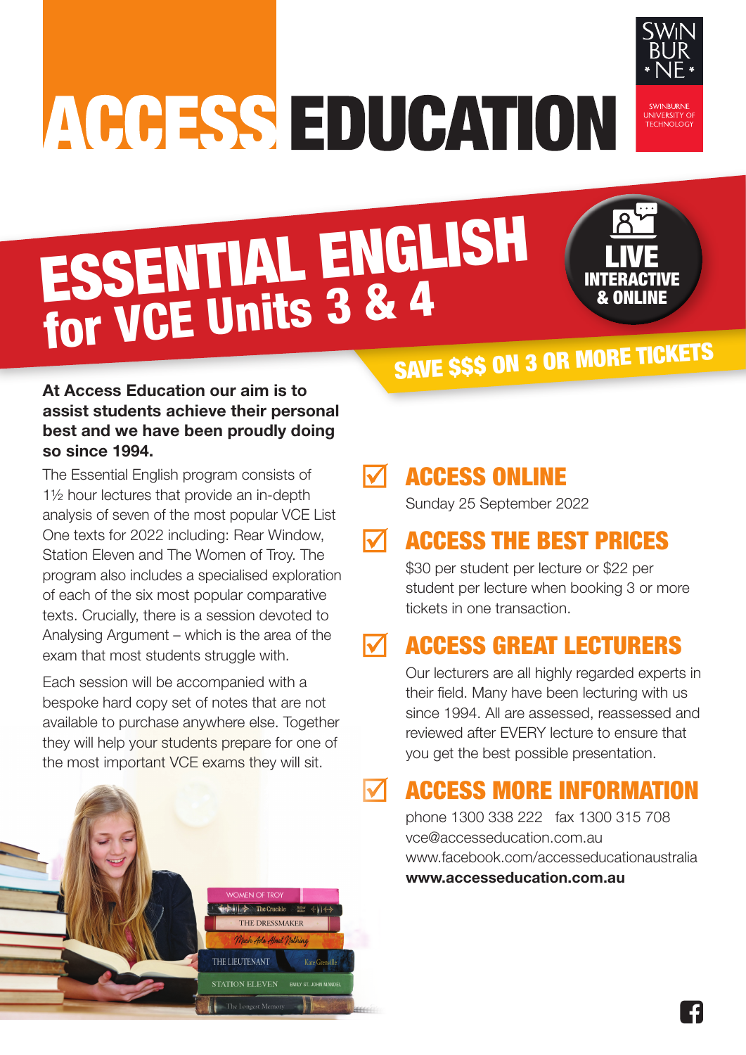# ACCESS EDUCATION

SWINBURNE UNIVERSITY OF TECHNOLOGY

# ESSENTIAL ENGLISH for VCE Units 3 & 4

**LIVE INTERACTIVE & ONLINE**

**SAVE $$$ ON 3 OR MORE TICKETS**

**At Access Education our aim is to assist students achieve their personal best and we have been proudly doing so since 1994.**

The Essential English program consists of 1½ hour lectures that provide an in-depth analysis of seven of the most popular VCE List One texts for 2022 including: Rear Window, Station Eleven and The Women of Troy. The program also includes a specialised exploration of each of the six most popular comparative texts. Crucially, there is a session devoted to Analysing Argument – which is the area of the exam that most students struggle with.

Each session will be accompanied with a bespoke hard copy set of notes that are not available to purchase anywhere else. Together they will help your students prepare for one of the most important VCE exams they will sit.

## ☑ ACCESS ONLINE

Sunday 25 September 2022

## ☑ ACCESS THE BEST PRICES

$30 per student per lecture or $22 per student per lecture when booking 3 or more tickets in one transaction.

## ☑ ACCESS GREAT LECTURERS

Our lecturers are all highly regarded experts in their field. Many have been lecturing with us since 1994. All are assessed, reassessed and reviewed after EVERY lecture to ensure that you get the best possible presentation.

## ☑ ACCESS MORE INFORMATION

phone 1300 338 222 fax 1300 315 708
vce@accesseducation.com.au
www.facebook.com/accesseducationaustralia
**www.accesseducation.com.au**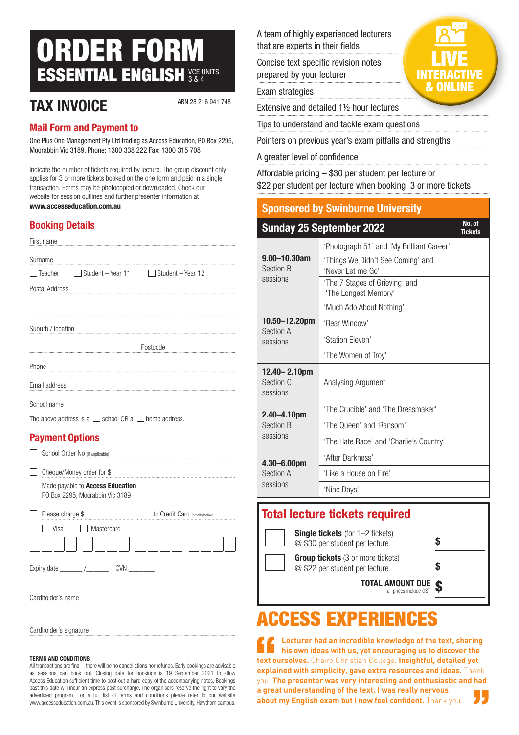# ORDER FORM

## ESSENTIAL ENGLISH VCE UNITS 3 & 4

# TAX INVOICE

ABN 28 216 941 748

## Mail Form and Payment to

One Plus One Management Pty Ltd trading as Access Education, PO Box 2295, Moorabbin Vic 3189. Phone: 1300 338 222 Fax: 1300 315 708

Indicate the number of tickets required by lecture. The group discount only applies for 3 or more tickets booked on the one form and paid in a single transaction. Forms may be photocopied or downloaded. Check our website for session outlines and further presenter information at **www.accesseducation.com.au**

## Booking Details

First name

Surname

☐ Teacher ☐ Student – Year 11 ☐ Student – Year 12

Postal Address

Suburb / location

Postcode

Phone

Email address

School name

The above address is a ☐ school OR a ☐ home address.

## Payment Options

☐ School Order No (if applicable)

☐ Cheque/Money order for $

Made payable to **Access Education**
PO Box 2295, Moorabbin Vic 3189

☐ Please charge $ to Credit Card (details below)

☐ Visa ☐ Mastercard

Expiry date ______ /______ CVN _______

Cardholder's name

Cardholder's signature

#### TERMS AND CONDITIONS

All transactions are final – there will be no cancellations nor refunds. Early bookings are advisable as sessions can book out. Closing date for bookings is 19 September 2021 to allow Access Education sufficient time to post out a hard copy of the accompanying notes. Bookings past this date will incur an express post surcharge. The organisers reserve the right to vary the advertised program. For a full list of terms and conditions please refer to our website www.accesseducation.com.au. This event is sponsored by Swinburne University, Hawthorn campus.

A team of highly experienced lecturers that are experts in their fields

Concise text specific revision notes prepared by your lecturer

Exam strategies

Extensive and detailed 1½ hour lectures

Tips to understand and tackle exam questions

Pointers on previous year's exam pitfalls and strengths

A greater level of confidence

Affordable pricing – $30 per student per lecture or $22 per student per lecture when booking 3 or more tickets

**LIVE INTERACTIVE & ONLINE**

## Sponsored by Swinburne University

| Sunday 25 September 2022 | | No. of Tickets |
|---|---|---|
| **9.00–10.30am** Section B sessions | 'Photograph 51' and 'My Brilliant Career' | |
| | 'Things We Didn't See Coming' and 'Never Let me Go' | |
| | 'The 7 Stages of Grieving' and 'The Longest Memory' | |
| **10.50–12.20pm** Section A sessions | 'Much Ado About Nothing' | |
| | 'Rear Window' | |
| | 'Station Eleven' | |
| | 'The Women of Troy' | |
| **12.40– 2.10pm** Section C sessions | Analysing Argument | |
| **2.40–4.10pm** Section B sessions | 'The Crucible' and 'The Dressmaker' | |
| | 'The Queen' and 'Ransom' | |
| | 'The Hate Race' and 'Charlie's Country' | |
| **4.30–6.00pm** Section A sessions | 'After Darkness' | |
| | 'Like a House on Fire' | |
| | 'Nine Days' | |

## Total lecture tickets required

☐ **Single tickets** (for 1–2 tickets) @ $30 per student per lecture $

☐ **Group tickets** (3 or more tickets) @ $22 per student per lecture $

**TOTAL AMOUNT DUE** $
all prices include GST

# ACCESS EXPERIENCES

**Lecturer had an incredible knowledge of the text, sharing his own ideas with us, yet encouraging us to discover the text ourselves.** Chairo Christian College. **Insightful, detailed yet explained with simplicity, gave extra resources and ideas.** Thank you. **The presenter was very interesting and enthusiastic and had a great understanding of the text. I was really nervous about my English exam but I now feel confident.** Thank you.